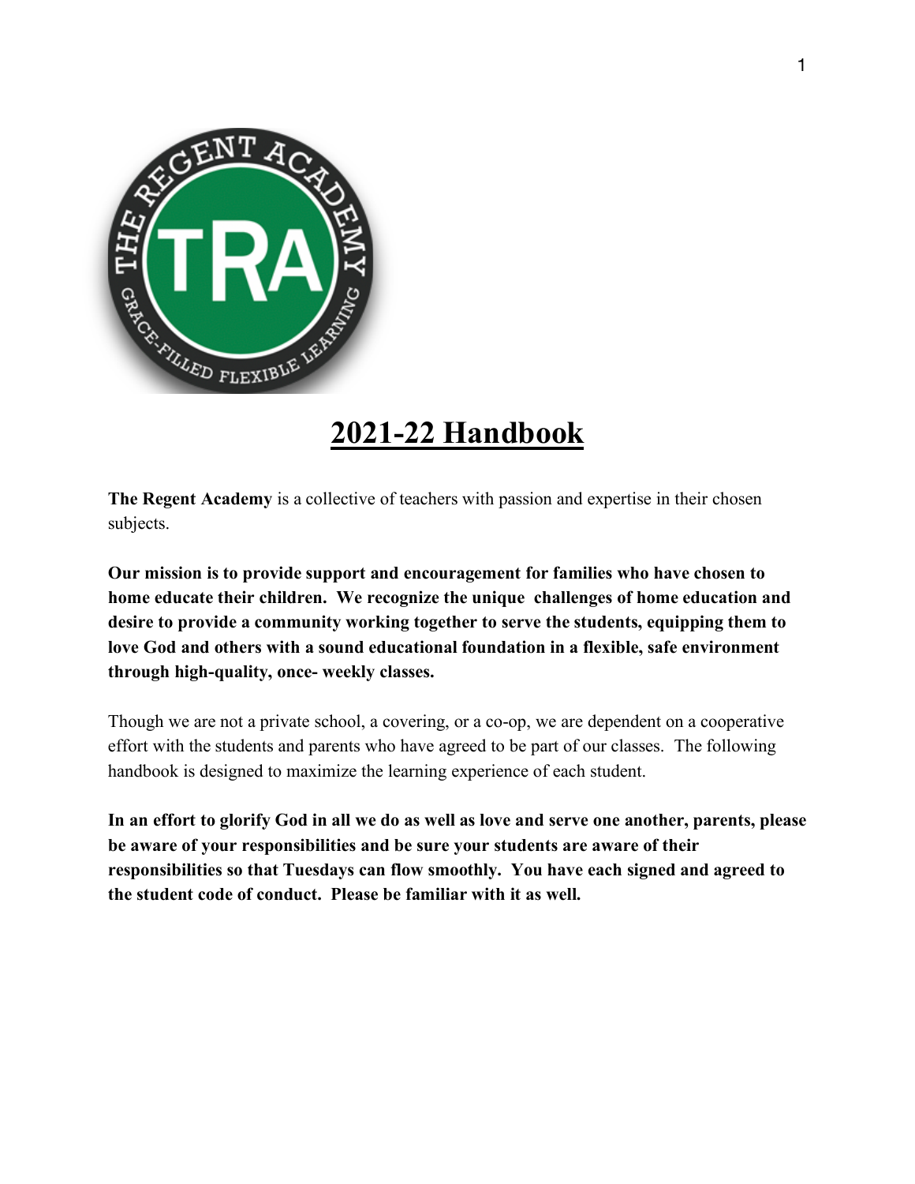# 2021-22 Handbook

**The Regent Academy** is a collective of teachers with passion and expertise in their chosen subjects.

**Our mission is to provide support and encouragement for families who have chosen to home educate their children. We recognize the unique challenges of home education and desire to provide a community working together to serve the students, equipping them to love God and others with a sound educational foundation in a flexible, safe environment through high-quality, once- weekly classes.**

Though we are not a private school, a covering, or a co-op, we are dependent on a cooperative effort with the students and parents who have agreed to be part of our classes. The following handbook is designed to maximize the learning experience of each student.

**In an effort to glorify God in all we do as well as love and serve one another, parents, please be aware of your responsibilities and be sure your students are aware of their responsibilities so that Tuesdays can flow smoothly. You have each signed and agreed to the student code of conduct. Please be familiar with it as well.**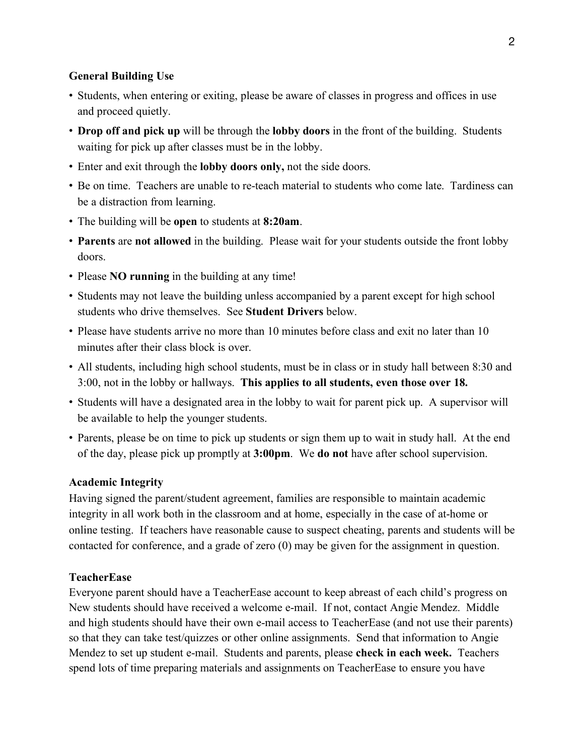**General Building Use**

- Students, when entering or exiting, please be aware of classes in progress and offices in use and proceed quietly.
- **Drop off and pick up** will be through the **lobby doors** in the front of the building. Students waiting for pick up after classes must be in the lobby.
- Enter and exit through the **lobby doors only,** not the side doors.
- Be on time. Teachers are unable to re-teach material to students who come late. Tardiness can be a distraction from learning.
- The building will be **open** to students at **8:20am**.
- **Parents** are **not allowed** in the building. Please wait for your students outside the front lobby doors.
- Please **NO running** in the building at any time!
- Students may not leave the building unless accompanied by a parent except for high school students who drive themselves. See **Student Drivers** below.
- Please have students arrive no more than 10 minutes before class and exit no later than 10 minutes after their class block is over.
- All students, including high school students, must be in class or in study hall between 8:30 and 3:00, not in the lobby or hallways. **This applies to all students, even those over 18.**
- Students will have a designated area in the lobby to wait for parent pick up. A supervisor will be available to help the younger students.
- Parents, please be on time to pick up students or sign them up to wait in study hall. At the end of the day, please pick up promptly at **3:00pm**. We **do not** have after school supervision.

**Academic Integrity**

Having signed the parent/student agreement, families are responsible to maintain academic integrity in all work both in the classroom and at home, especially in the case of at-home or online testing. If teachers have reasonable cause to suspect cheating, parents and students will be contacted for conference, and a grade of zero (0) may be given for the assignment in question.

**TeacherEase**

Everyone parent should have a TeacherEase account to keep abreast of each child's progress on New students should have received a welcome e-mail. If not, contact Angie Mendez. Middle and high students should have their own e-mail access to TeacherEase (and not use their parents) so that they can take test/quizzes or other online assignments. Send that information to Angie Mendez to set up student e-mail. Students and parents, please **check in each week.** Teachers spend lots of time preparing materials and assignments on TeacherEase to ensure you have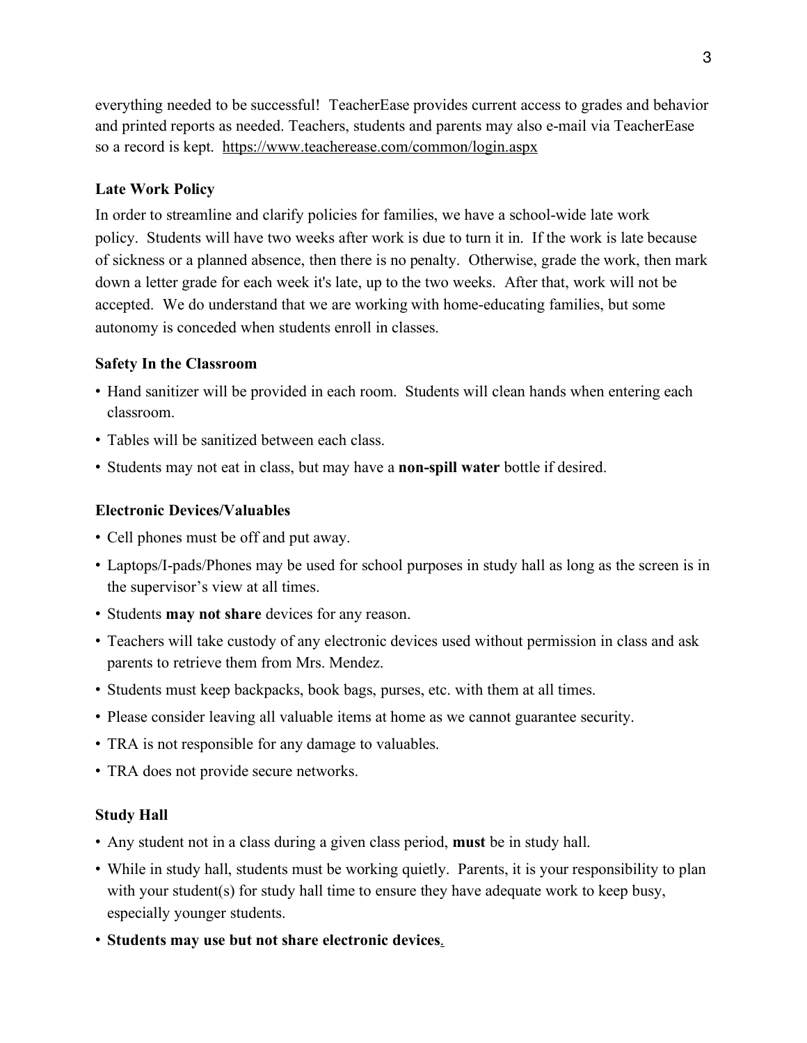everything needed to be successful! TeacherEase provides current access to grades and behavior and printed reports as needed. Teachers, students and parents may also e-mail via TeacherEase so a record is kept. https://www.teacherease.com/common/login.aspx

**Late Work Policy**

In order to streamline and clarify policies for families, we have a school-wide late work policy. Students will have two weeks after work is due to turn it in. If the work is late because of sickness or a planned absence, then there is no penalty. Otherwise, grade the work, then mark down a letter grade for each week it's late, up to the two weeks. After that, work will not be accepted. We do understand that we are working with home-educating families, but some autonomy is conceded when students enroll in classes.

**Safety In the Classroom**

- Hand sanitizer will be provided in each room. Students will clean hands when entering each classroom.
- Tables will be sanitized between each class.
- Students may not eat in class, but may have a **non-spill water** bottle if desired.

**Electronic Devices/Valuables**

- Cell phones must be off and put away.
- Laptops/I-pads/Phones may be used for school purposes in study hall as long as the screen is in the supervisor's view at all times.
- Students **may not share** devices for any reason.
- Teachers will take custody of any electronic devices used without permission in class and ask parents to retrieve them from Mrs. Mendez.
- Students must keep backpacks, book bags, purses, etc. with them at all times.
- Please consider leaving all valuable items at home as we cannot guarantee security.
- TRA is not responsible for any damage to valuables.
- TRA does not provide secure networks.

**Study Hall**

- Any student not in a class during a given class period, **must** be in study hall.
- While in study hall, students must be working quietly. Parents, it is your responsibility to plan with your student(s) for study hall time to ensure they have adequate work to keep busy, especially younger students.
- **Students may use but not share electronic devices.**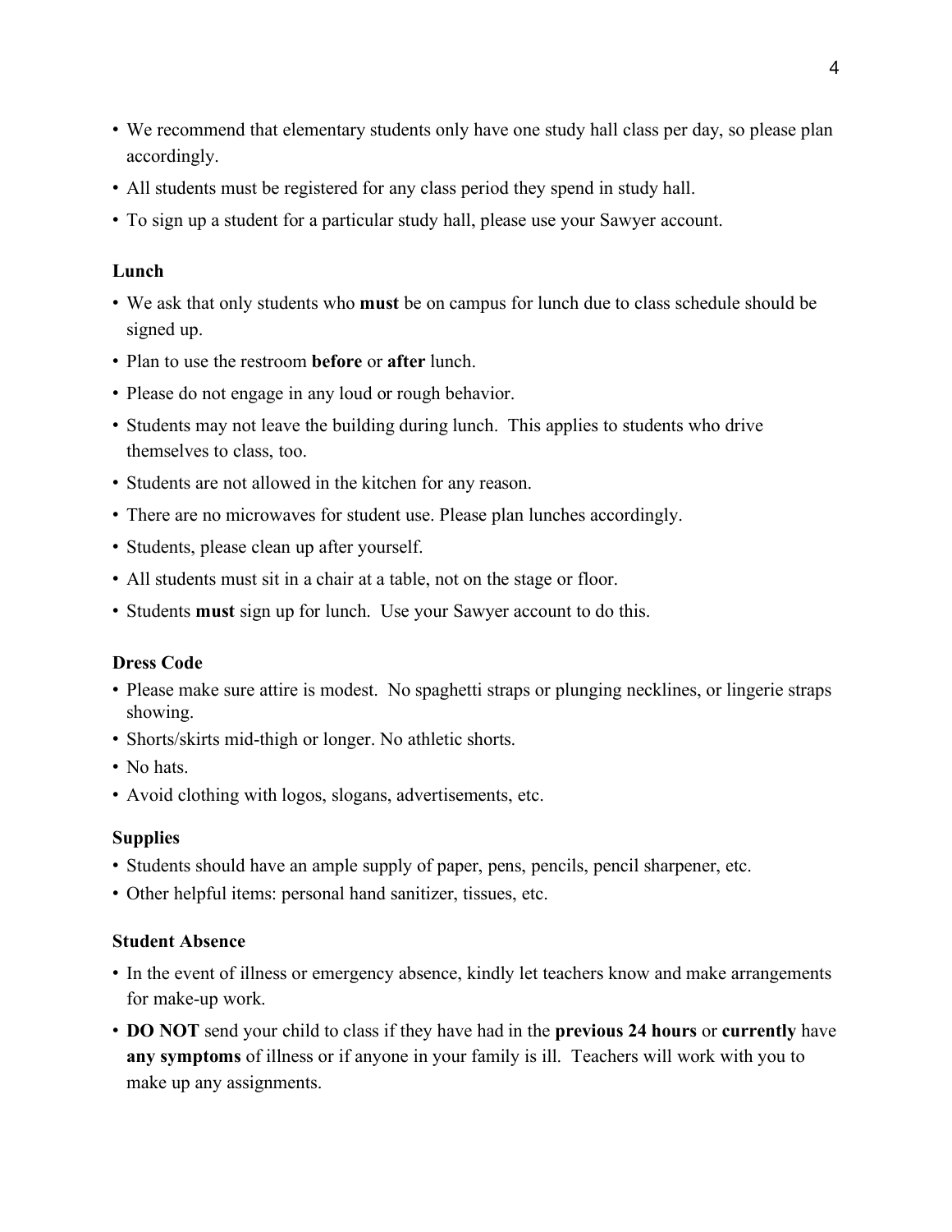- We recommend that elementary students only have one study hall class per day, so please plan accordingly.
- All students must be registered for any class period they spend in study hall.
- To sign up a student for a particular study hall, please use your Sawyer account.

**Lunch**

- We ask that only students who **must** be on campus for lunch due to class schedule should be signed up.
- Plan to use the restroom **before** or **after** lunch.
- Please do not engage in any loud or rough behavior.
- Students may not leave the building during lunch. This applies to students who drive themselves to class, too.
- Students are not allowed in the kitchen for any reason.
- There are no microwaves for student use. Please plan lunches accordingly.
- Students, please clean up after yourself.
- All students must sit in a chair at a table, not on the stage or floor.
- Students **must** sign up for lunch. Use your Sawyer account to do this.

**Dress Code**

- Please make sure attire is modest. No spaghetti straps or plunging necklines, or lingerie straps showing.
- Shorts/skirts mid-thigh or longer. No athletic shorts.
- No hats.
- Avoid clothing with logos, slogans, advertisements, etc.

**Supplies**

- Students should have an ample supply of paper, pens, pencils, pencil sharpener, etc.
- Other helpful items: personal hand sanitizer, tissues, etc.

**Student Absence**

- In the event of illness or emergency absence, kindly let teachers know and make arrangements for make-up work.
- **DO NOT** send your child to class if they have had in the **previous 24 hours** or **currently** have **any symptoms** of illness or if anyone in your family is ill. Teachers will work with you to make up any assignments.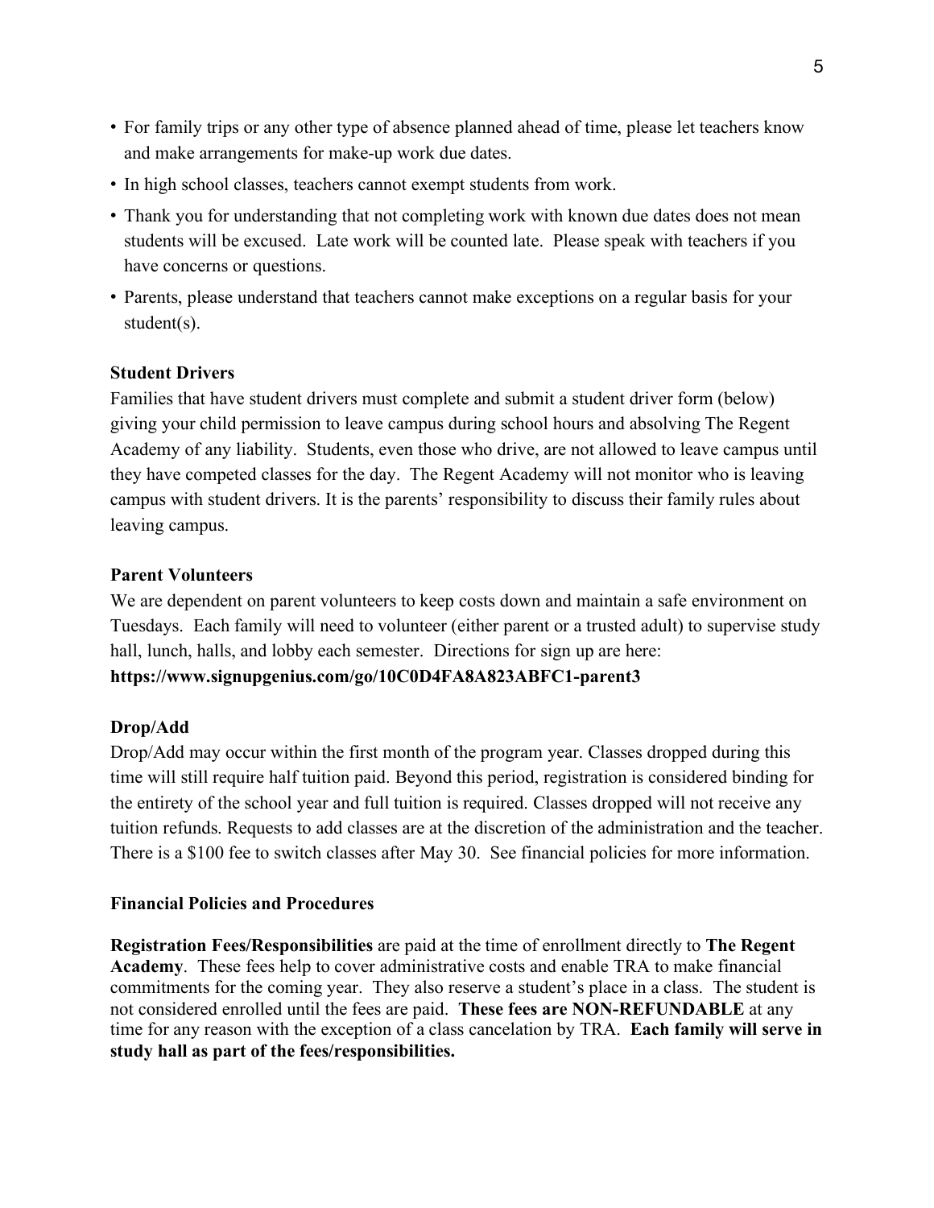- For family trips or any other type of absence planned ahead of time, please let teachers know and make arrangements for make-up work due dates.
- In high school classes, teachers cannot exempt students from work.
- Thank you for understanding that not completing work with known due dates does not mean students will be excused. Late work will be counted late. Please speak with teachers if you have concerns or questions.
- Parents, please understand that teachers cannot make exceptions on a regular basis for your student(s).

**Student Drivers**

Families that have student drivers must complete and submit a student driver form (below) giving your child permission to leave campus during school hours and absolving The Regent Academy of any liability. Students, even those who drive, are not allowed to leave campus until they have competed classes for the day. The Regent Academy will not monitor who is leaving campus with student drivers. It is the parents' responsibility to discuss their family rules about leaving campus.

**Parent Volunteers**

We are dependent on parent volunteers to keep costs down and maintain a safe environment on Tuesdays. Each family will need to volunteer (either parent or a trusted adult) to supervise study hall, lunch, halls, and lobby each semester. Directions for sign up are here:
**https://www.signupgenius.com/go/10C0D4FA8A823ABFC1-parent3**

**Drop/Add**

Drop/Add may occur within the first month of the program year. Classes dropped during this time will still require half tuition paid. Beyond this period, registration is considered binding for the entirety of the school year and full tuition is required. Classes dropped will not receive any tuition refunds. Requests to add classes are at the discretion of the administration and the teacher. There is a $100 fee to switch classes after May 30. See financial policies for more information.

**Financial Policies and Procedures**

**Registration Fees/Responsibilities** are paid at the time of enrollment directly to **The Regent Academy**. These fees help to cover administrative costs and enable TRA to make financial commitments for the coming year. They also reserve a student's place in a class. The student is not considered enrolled until the fees are paid. **These fees are NON-REFUNDABLE** at any time for any reason with the exception of a class cancelation by TRA. **Each family will serve in study hall as part of the fees/responsibilities.**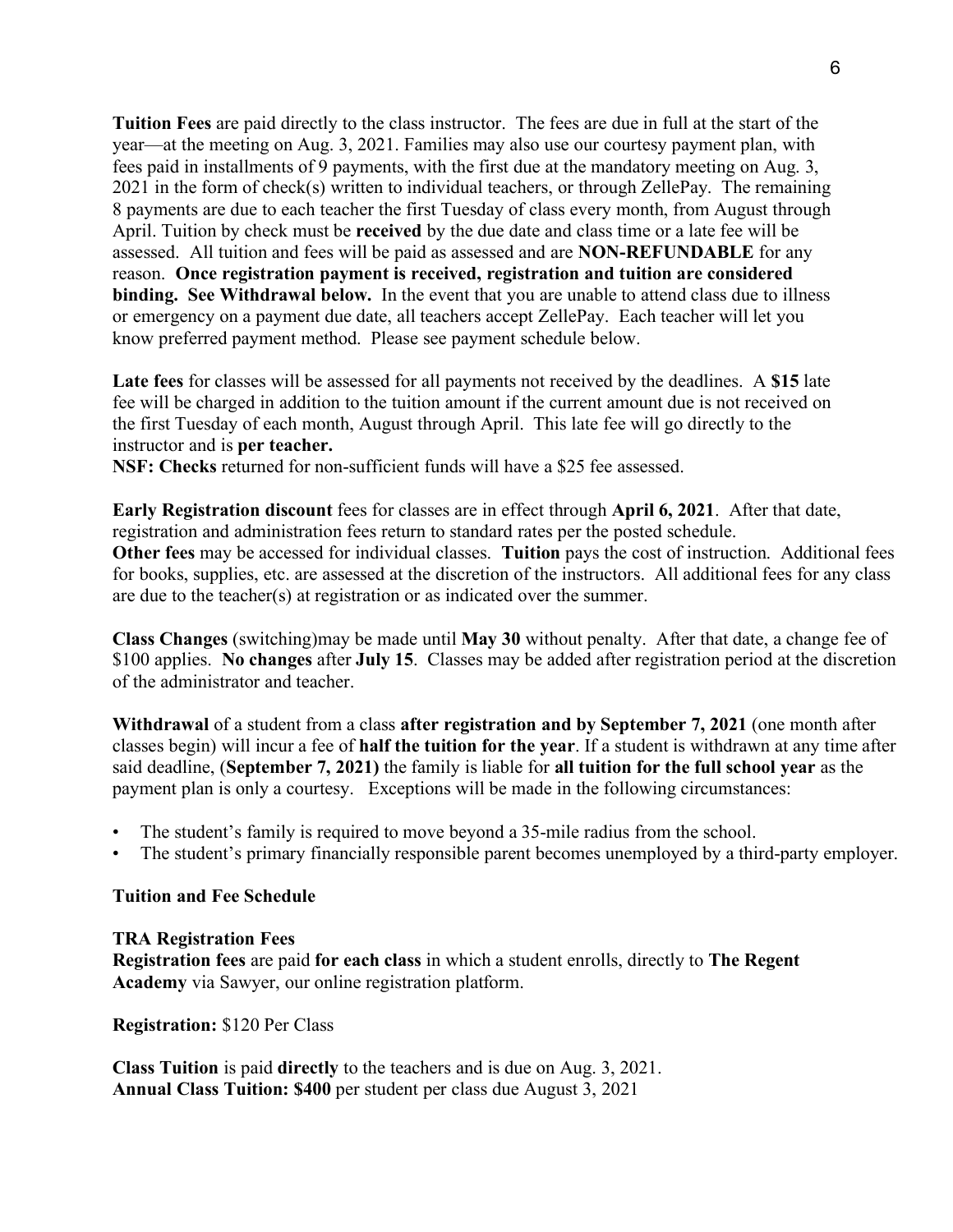**Tuition Fees** are paid directly to the class instructor. The fees are due in full at the start of the year—at the meeting on Aug. 3, 2021. Families may also use our courtesy payment plan, with fees paid in installments of 9 payments, with the first due at the mandatory meeting on Aug. 3, 2021 in the form of check(s) written to individual teachers, or through ZellePay. The remaining 8 payments are due to each teacher the first Tuesday of class every month, from August through April. Tuition by check must be **received** by the due date and class time or a late fee will be assessed. All tuition and fees will be paid as assessed and are **NON-REFUNDABLE** for any reason. **Once registration payment is received, registration and tuition are considered binding. See Withdrawal below.** In the event that you are unable to attend class due to illness or emergency on a payment due date, all teachers accept ZellePay. Each teacher will let you know preferred payment method. Please see payment schedule below.

**Late fees** for classes will be assessed for all payments not received by the deadlines. A **$15** late fee will be charged in addition to the tuition amount if the current amount due is not received on the first Tuesday of each month, August through April. This late fee will go directly to the instructor and is **per teacher.**

**NSF: Checks** returned for non-sufficient funds will have a $25 fee assessed.

**Early Registration discount** fees for classes are in effect through **April 6, 2021**. After that date, registration and administration fees return to standard rates per the posted schedule.

**Other fees** may be accessed for individual classes. **Tuition** pays the cost of instruction. Additional fees for books, supplies, etc. are assessed at the discretion of the instructors. All additional fees for any class are due to the teacher(s) at registration or as indicated over the summer.

**Class Changes** (switching)may be made until **May 30** without penalty. After that date, a change fee of $100 applies. **No changes** after **July 15**. Classes may be added after registration period at the discretion of the administrator and teacher.

**Withdrawal** of a student from a class **after registration and by September 7, 2021** (one month after classes begin) will incur a fee of **half the tuition for the year**. If a student is withdrawn at any time after said deadline, (**September 7, 2021)** the family is liable for **all tuition for the full school year** as the payment plan is only a courtesy. Exceptions will be made in the following circumstances:

- The student's family is required to move beyond a 35-mile radius from the school.
- The student's primary financially responsible parent becomes unemployed by a third-party employer.

**Tuition and Fee Schedule**

**TRA Registration Fees**

**Registration fees** are paid **for each class** in which a student enrolls, directly to **The Regent Academy** via Sawyer, our online registration platform.

**Registration:** $120 Per Class

**Class Tuition** is paid **directly** to the teachers and is due on Aug. 3, 2021.

**Annual Class Tuition: $400** per student per class due August 3, 2021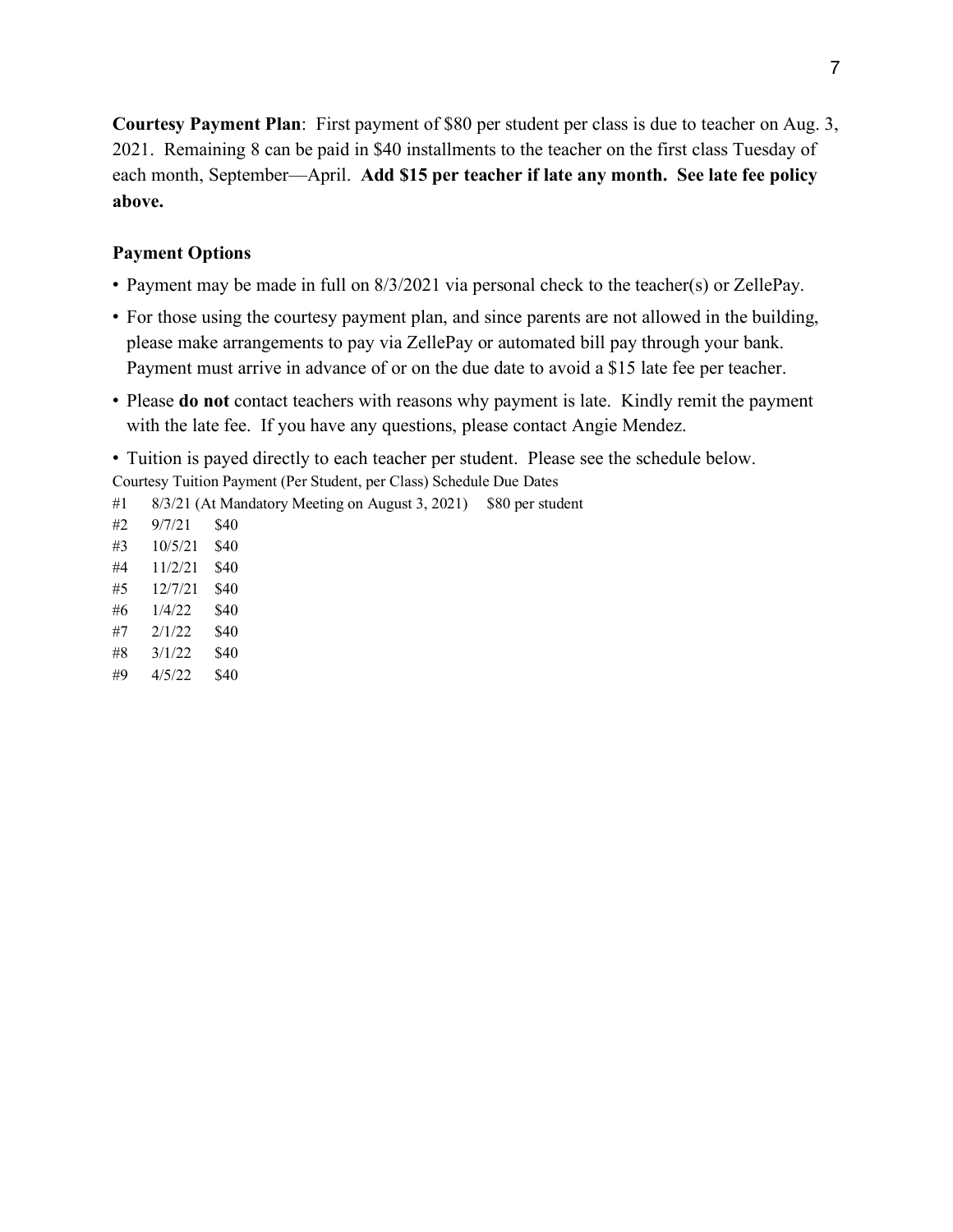**Courtesy Payment Plan**: First payment of $80 per student per class is due to teacher on Aug. 3, 2021. Remaining 8 can be paid in $40 installments to the teacher on the first class Tuesday of each month, September—April. **Add $15 per teacher if late any month. See late fee policy above.**

**Payment Options**

- Payment may be made in full on 8/3/2021 via personal check to the teacher(s) or ZellePay.
- For those using the courtesy payment plan, and since parents are not allowed in the building, please make arrangements to pay via ZellePay or automated bill pay through your bank. Payment must arrive in advance of or on the due date to avoid a $15 late fee per teacher.
- Please **do not** contact teachers with reasons why payment is late. Kindly remit the payment with the late fee. If you have any questions, please contact Angie Mendez.
- Tuition is payed directly to each teacher per student. Please see the schedule below.

Courtesy Tuition Payment (Per Student, per Class) Schedule Due Dates

| # | Due Date | Amount |
|---|---|---|
| #1 | 8/3/21 (At Mandatory Meeting on August 3, 2021) | $80 per student |
| #2 | 9/7/21 | $40 |
| #3 | 10/5/21 | $40 |
| #4 | 11/2/21 | $40 |
| #5 | 12/7/21 | $40 |
| #6 | 1/4/22 | $40 |
| #7 | 2/1/22 | $40 |
| #8 | 3/1/22 | $40 |
| #9 | 4/5/22 | $40 |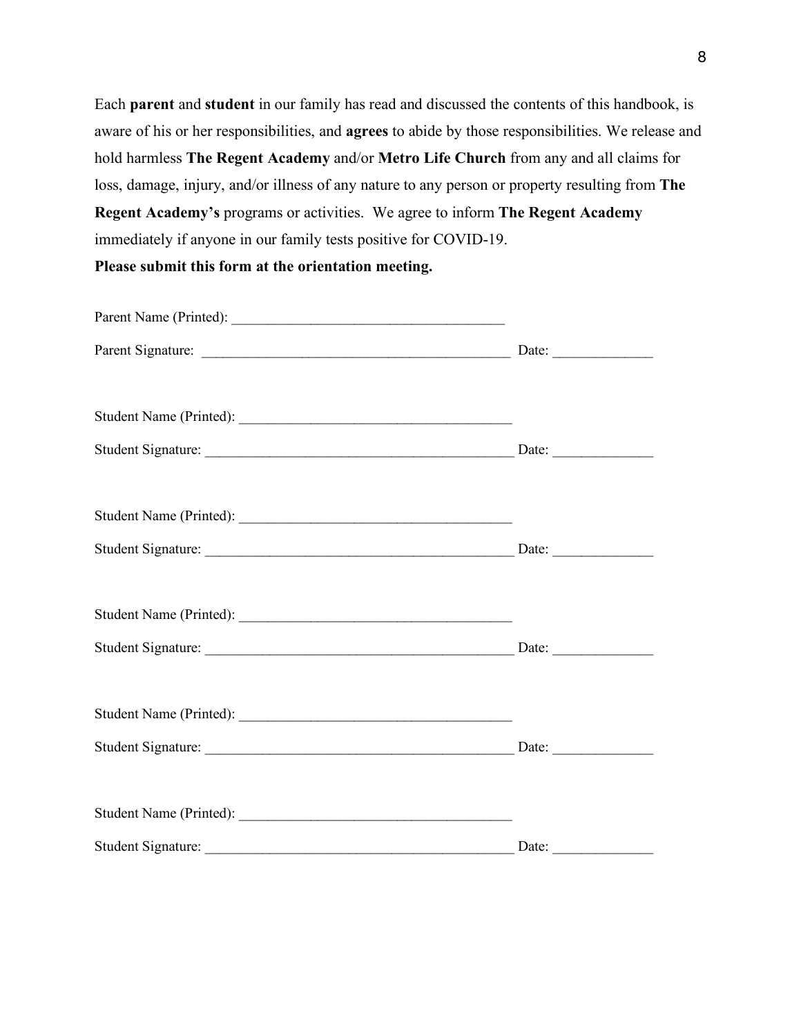Each **parent** and **student** in our family has read and discussed the contents of this handbook, is aware of his or her responsibilities, and **agrees** to abide by those responsibilities. We release and hold harmless **The Regent Academy** and/or **Metro Life Church** from any and all claims for loss, damage, injury, and/or illness of any nature to any person or property resulting from **The Regent Academy's** programs or activities. We agree to inform **The Regent Academy** immediately if anyone in our family tests positive for COVID-19.

**Please submit this form at the orientation meeting.**

Parent Name (Printed): ______________________________________

Parent Signature: ____________________________________________ Date: ______________

Student Name (Printed): ______________________________________

Student Signature: ____________________________________________ Date: ______________

Student Name (Printed): ______________________________________

Student Signature: ____________________________________________ Date: ______________

Student Name (Printed): ______________________________________

Student Signature: ____________________________________________ Date: ______________

Student Name (Printed): ______________________________________

Student Signature: ____________________________________________ Date: ______________

Student Name (Printed): ______________________________________

Student Signature: ____________________________________________ Date: ______________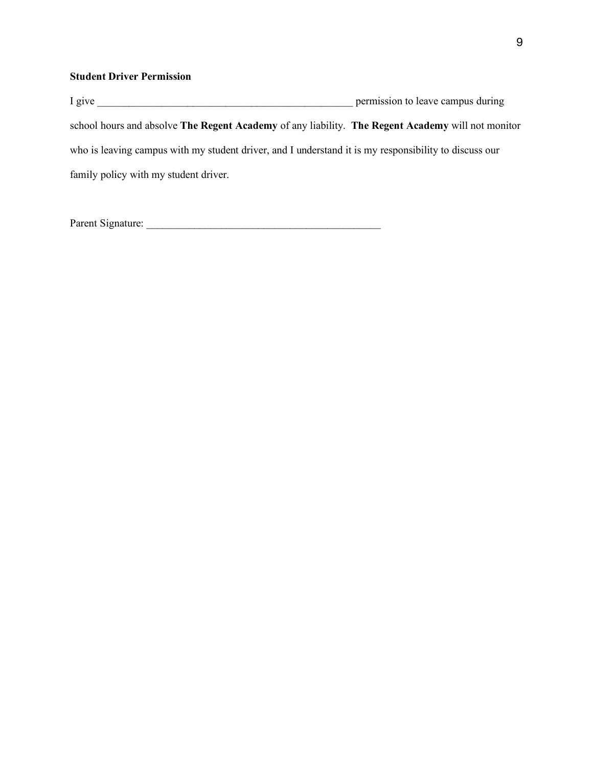**Student Driver Permission**

I give _________________________________________________ permission to leave campus during school hours and absolve **The Regent Academy** of any liability. **The Regent Academy** will not monitor who is leaving campus with my student driver, and I understand it is my responsibility to discuss our family policy with my student driver.

Parent Signature: _____________________________________________